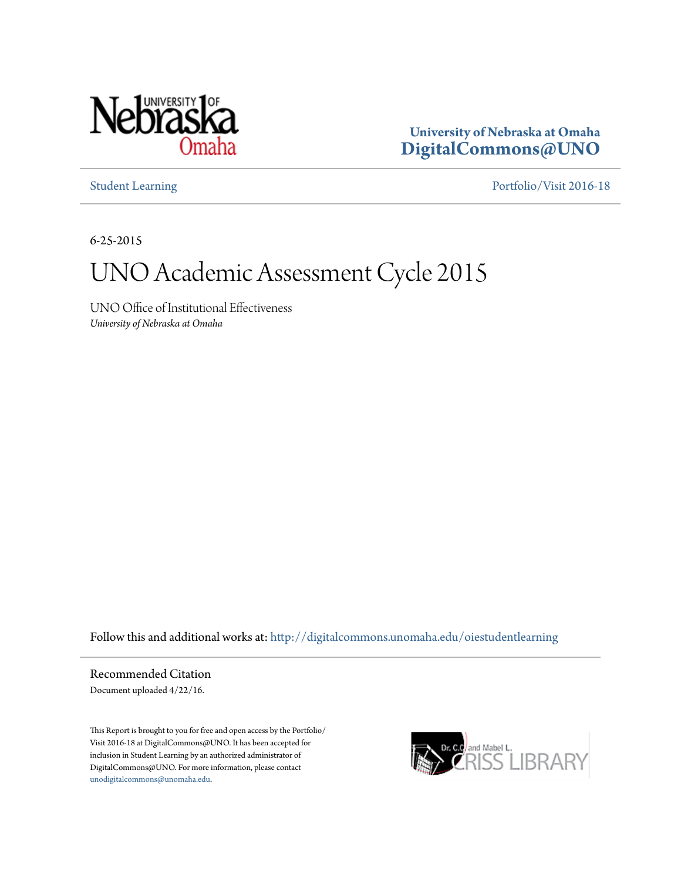University of Nebraska at Omaha
**DigitalCommons@UNO**

Student Learning | Portfolio/Visit 2016-18

6-25-2015

# UNO Academic Assessment Cycle 2015

UNO Office of Institutional Effectiveness
*University of Nebraska at Omaha*

Follow this and additional works at: http://digitalcommons.unomaha.edu/oiestudentlearning

## Recommended Citation

Document uploaded 4/22/16.

This Report is brought to you for free and open access by the Portfolio/Visit 2016-18 at DigitalCommons@UNO. It has been accepted for inclusion in Student Learning by an authorized administrator of DigitalCommons@UNO. For more information, please contact unodigitalcommons@unomaha.edu.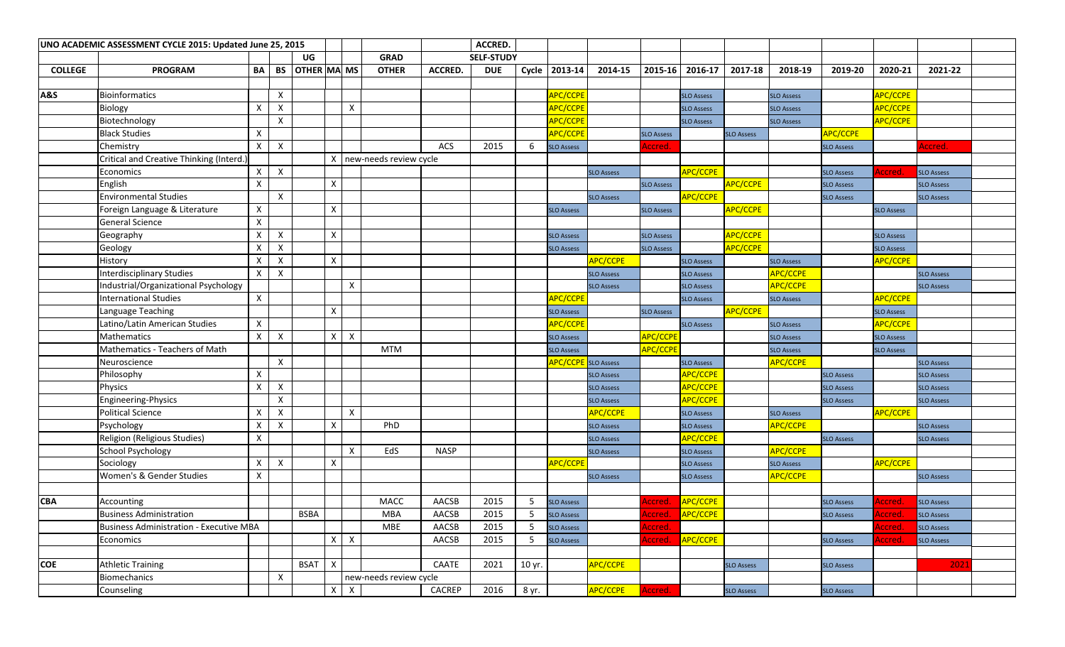# UNO ACADEMIC ASSESSMENT CYCLE 2015: Updated June 25, 2015

| COLLEGE | PROGRAM | BA | BS | UG OTHER | MA | MS | GRAD OTHER | ACCRED. | ACCRED. SELF-STUDY DUE | Cycle | 2013-14 | 2014-15 | 2015-16 | 2016-17 | 2017-18 | 2018-19 | 2019-20 | 2020-21 | 2021-22 |
|---|---|---|---|---|---|---|---|---|---|---|---|---|---|---|---|---|---|---|---|
| A&S | Bioinformatics | | X | | | | | | | | APC/CCPE | | | SLO Assess | | SLO Assess | | APC/CCPE | |
| | Biology | X | X | | | X | | | | | APC/CCPE | | | SLO Assess | | SLO Assess | | APC/CCPE | |
| | Biotechnology | | X | | | | | | | | APC/CCPE | | | SLO Assess | | SLO Assess | | APC/CCPE | |
| | Black Studies | X | | | | | | | | | APC/CCPE | | SLO Assess | | SLO Assess | | APC/CCPE | | |
| | Chemistry | X | X | | | | | ACS | 2015 | 6 | SLO Assess | | Accred. | | | | SLO Assess | | Accred. |
| | Critical and Creative Thinking (Interd.) | | | | X | | new-needs review cycle | | | | | | | | | | | | |
| | Economics | X | X | | | | | | | | | SLO Assess | | APC/CCPE | | | SLO Assess | Accred. | SLO Assess |
| | English | X | | | X | | | | | | | | SLO Assess | | APC/CCPE | | SLO Assess | | SLO Assess |
| | Environmental Studies | | X | | | | | | | | | SLO Assess | | APC/CCPE | | | SLO Assess | | SLO Assess |
| | Foreign Language & Literature | X | | | X | | | | | | SLO Assess | | SLO Assess | | APC/CCPE | | | SLO Assess | |
| | General Science | X | | | | | | | | | | | | | | | | | |
| | Geography | X | X | | X | | | | | | SLO Assess | | SLO Assess | | APC/CCPE | | | SLO Assess | |
| | Geology | X | X | | | | | | | | SLO Assess | | SLO Assess | | APC/CCPE | | | SLO Assess | |
| | History | X | X | | X | | | | | | | APC/CCPE | | SLO Assess | | SLO Assess | | APC/CCPE | |
| | Interdisciplinary Studies | X | X | | | | | | | | | SLO Assess | | SLO Assess | | APC/CCPE | | | SLO Assess |
| | Industrial/Organizational Psychology | | | | | X | | | | | | SLO Assess | | SLO Assess | | APC/CCPE | | | SLO Assess |
| | International Studies | X | | | | | | | | | APC/CCPE | | | SLO Assess | | SLO Assess | | APC/CCPE | |
| | Language Teaching | | | | X | | | | | | SLO Assess | | SLO Assess | | APC/CCPE | | | SLO Assess | |
| | Latino/Latin American Studies | X | | | | | | | | | APC/CCPE | | | SLO Assess | | SLO Assess | | APC/CCPE | |
| | Mathematics | X | X | | X | X | | | | | SLO Assess | | APC/CCPE | | | SLO Assess | | SLO Assess | |
| | Mathematics - Teachers of Math | | | | | | MTM | | | | SLO Assess | | APC/CCPE | | | SLO Assess | | SLO Assess | |
| | Neuroscience | | X | | | | | | | | APC/CCPE | SLO Assess | | SLO Assess | | APC/CCPE | | | SLO Assess |
| | Philosophy | X | | | | | | | | | | SLO Assess | | APC/CCPE | | | SLO Assess | | SLO Assess |
| | Physics | X | X | | | | | | | | | SLO Assess | | APC/CCPE | | | SLO Assess | | SLO Assess |
| | Engineering-Physics | | X | | | | | | | | | SLO Assess | | APC/CCPE | | | SLO Assess | | SLO Assess |
| | Political Science | X | X | | | X | | | | | | APC/CCPE | | SLO Assess | | SLO Assess | | APC/CCPE | |
| | Psychology | X | X | | X | | PhD | | | | | SLO Assess | | SLO Assess | | APC/CCPE | | | SLO Assess |
| | Religion (Religious Studies) | X | | | | | | | | | | SLO Assess | | APC/CCPE | | | SLO Assess | | SLO Assess |
| | School Psychology | | | | | X | EdS | NASP | | | | SLO Assess | | SLO Assess | | APC/CCPE | | | |
| | Sociology | X | X | | X | | | | | | APC/CCPE | | | SLO Assess | | SLO Assess | | APC/CCPE | |
| | Women's & Gender Studies | X | | | | | | | | | | SLO Assess | | SLO Assess | | APC/CCPE | | | SLO Assess |
| CBA | Accounting | | | | | | MACC | AACSB | 2015 | 5 | SLO Assess | | Accred. | APC/CCPE | | | SLO Assess | Accred. | SLO Assess |
| | Business Administration | | | BSBA | | | MBA | AACSB | 2015 | 5 | SLO Assess | | Accred. | APC/CCPE | | | SLO Assess | Accred. | SLO Assess |
| | Business Administration - Executive MBA | | | | | | MBE | AACSB | 2015 | 5 | SLO Assess | | Accred. | | | | | Accred. | SLO Assess |
| | Economics | | | | X | X | | AACSB | 2015 | 5 | SLO Assess | | Accred. | APC/CCPE | | | SLO Assess | Accred. | SLO Assess |
| COE | Athletic Training | | | BSAT | X | | | CAATE | 2021 | 10 yr. | | APC/CCPE | | | SLO Assess | | SLO Assess | | 2021 |
| | Biomechanics | | X | | | | new-needs review cycle | | | | | | | | | | | | |
| | Counseling | | | | X | X | | CACREP | 2016 | 8 yr. | | APC/CCPE | Accred. | | SLO Assess | | SLO Assess | | |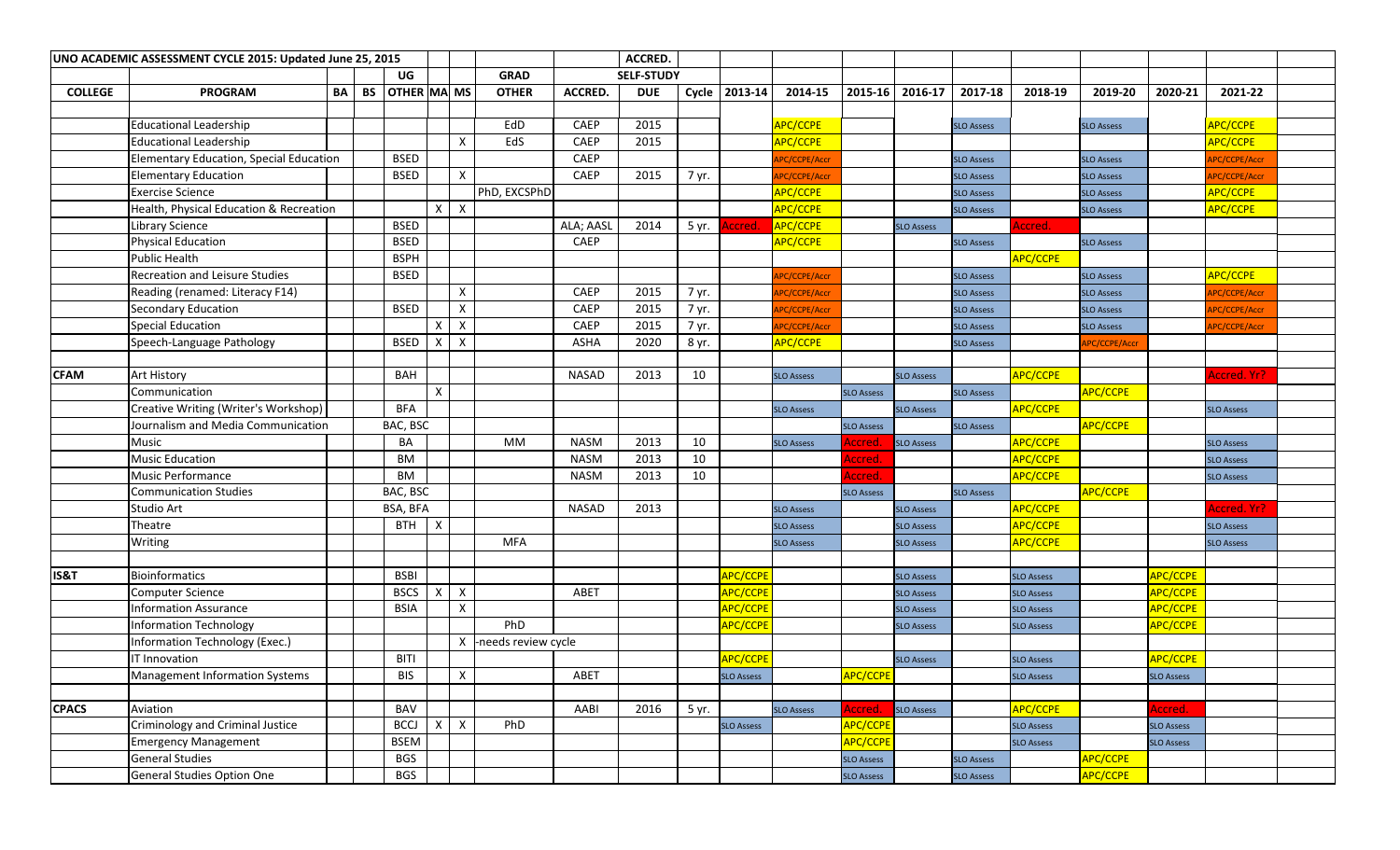| UNO ACADEMIC ASSESSMENT CYCLE 2015: Updated June 25, 2015 | | | | | | | | | ACCRED. | | | | | | | | | | |
|---|---|---|---|---|---|---|---|---|---|---|---|---|---|---|---|---|---|---|---|
| | | | | UG | | | GRAD | | SELF-STUDY | | | | | | | | | | |
| **COLLEGE** | **PROGRAM** | **BA** | **BS** | **OTHER** | **MA** | **MS** | **OTHER** | **ACCRED.** | **DUE** | **Cycle** | **2013-14** | **2014-15** | **2015-16** | **2016-17** | **2017-18** | **2018-19** | **2019-20** | **2020-21** | **2021-22** |
| | Educational Leadership | | | | | | EdD | CAEP | 2015 | | | APC/CCPE | | | SLO Assess | | SLO Assess | | APC/CCPE |
| | Educational Leadership | | | | | X | EdS | CAEP | 2015 | | | APC/CCPE | | | | | | | APC/CCPE |
| | Elementary Education, Special Education | | | BSED | | | | CAEP | | | | APC/CCPE/Accr | | | SLO Assess | | SLO Assess | | APC/CCPE/Accr |
| | Elementary Education | | | BSED | | X | | CAEP | 2015 | 7 yr. | | APC/CCPE/Accr | | | SLO Assess | | SLO Assess | | APC/CCPE/Accr |
| | Exercise Science | | | | | | PhD, EXCSPhD | | | | | APC/CCPE | | | SLO Assess | | SLO Assess | | APC/CCPE |
| | Health, Physical Education & Recreation | | | | X | X | | | | | | APC/CCPE | | | SLO Assess | | SLO Assess | | APC/CCPE |
| | Library Science | | | BSED | | | | ALA; AASL | 2014 | 5 yr. | Accred. | APC/CCPE | | SLO Assess | | Accred. | | | |
| | Physical Education | | | BSED | | | | CAEP | | | | APC/CCPE | | | SLO Assess | | SLO Assess | | |
| | Public Health | | | BSPH | | | | | | | | | | | | APC/CCPE | | | |
| | Recreation and Leisure Studies | | | BSED | | | | | | | | APC/CCPE/Accr | | | SLO Assess | | SLO Assess | | APC/CCPE |
| | Reading (renamed: Literacy F14) | | | | | X | | CAEP | 2015 | 7 yr. | | APC/CCPE/Accr | | | SLO Assess | | SLO Assess | | APC/CCPE/Accr |
| | Secondary Education | | | BSED | | X | | CAEP | 2015 | 7 yr. | | APC/CCPE/Accr | | | SLO Assess | | SLO Assess | | APC/CCPE/Accr |
| | Special Education | | | | X | X | | CAEP | 2015 | 7 yr. | | APC/CCPE/Accr | | | SLO Assess | | SLO Assess | | APC/CCPE/Accr |
| | Speech-Language Pathology | | | BSED | X | X | | ASHA | 2020 | 8 yr. | | APC/CCPE | | | SLO Assess | | APC/CCPE/Accr | | |
| | | | | | | | | | | | | | | | | | | | |
| **CFAM** | Art History | | | BAH | | | | NASAD | 2013 | 10 | | SLO Assess | | SLO Assess | | APC/CCPE | | | Accred. Yr? |
| | Communication | | | | X | | | | | | | | SLO Assess | | SLO Assess | | APC/CCPE | | |
| | Creative Writing (Writer's Workshop) | | | BFA | | | | | | | | SLO Assess | | SLO Assess | | APC/CCPE | | | SLO Assess |
| | Journalism and Media Communication | | | BAC, BSC | | | | | | | | | SLO Assess | | SLO Assess | | APC/CCPE | | |
| | Music | | | BA | | | MM | NASM | 2013 | 10 | | SLO Assess | Accred. | SLO Assess | | APC/CCPE | | | SLO Assess |
| | Music Education | | | BM | | | | NASM | 2013 | 10 | | | Accred. | | | APC/CCPE | | | SLO Assess |
| | Music Performance | | | BM | | | | NASM | 2013 | 10 | | | Accred. | | | APC/CCPE | | | SLO Assess |
| | Communication Studies | | | BAC, BSC | | | | | | | | | SLO Assess | | SLO Assess | | APC/CCPE | | |
| | Studio Art | | | BSA, BFA | | | | NASAD | 2013 | | | SLO Assess | | SLO Assess | | APC/CCPE | | | Accred. Yr? |
| | Theatre | | | BTH | X | | | | | | | SLO Assess | | SLO Assess | | APC/CCPE | | | SLO Assess |
| | Writing | | | | | | MFA | | | | | SLO Assess | | SLO Assess | | APC/CCPE | | | SLO Assess |
| | | | | | | | | | | | | | | | | | | | |
| **IS&T** | Bioinformatics | | | BSBI | | | | | | | APC/CCPE | | | SLO Assess | | SLO Assess | | APC/CCPE | |
| | Computer Science | | | BSCS | X | X | | ABET | | | APC/CCPE | | | SLO Assess | | SLO Assess | | APC/CCPE | |
| | Information Assurance | | | BSIA | | X | | | | | APC/CCPE | | | SLO Assess | | SLO Assess | | APC/CCPE | |
| | Information Technology | | | | | | PhD | | | | APC/CCPE | | | SLO Assess | | SLO Assess | | APC/CCPE | |
| | Information Technology (Exec.) | | | | | X | -needs review cycle | | | | | | | | | | | | |
| | IT Innovation | | | BITI | | | | | | | APC/CCPE | | | SLO Assess | | SLO Assess | | APC/CCPE | |
| | Management Information Systems | | | BIS | | X | | ABET | | | SLO Assess | | APC/CCPE | | | SLO Assess | | SLO Assess | |
| | | | | | | | | | | | | | | | | | | | |
| **CPACS** | Aviation | | | BAV | | | | AABI | 2016 | 5 yr. | | SLO Assess | Accred. | SLO Assess | | APC/CCPE | | Accred. | |
| | Criminology and Criminal Justice | | | BCCJ | X | X | PhD | | | | SLO Assess | | APC/CCPE | | | SLO Assess | | SLO Assess | |
| | Emergency Management | | | BSEM | | | | | | | | | APC/CCPE | | | SLO Assess | | SLO Assess | |
| | General Studies | | | BGS | | | | | | | | | SLO Assess | | SLO Assess | | APC/CCPE | | |
| | General Studies Option One | | | BGS | | | | | | | | | SLO Assess | | SLO Assess | | APC/CCPE | | |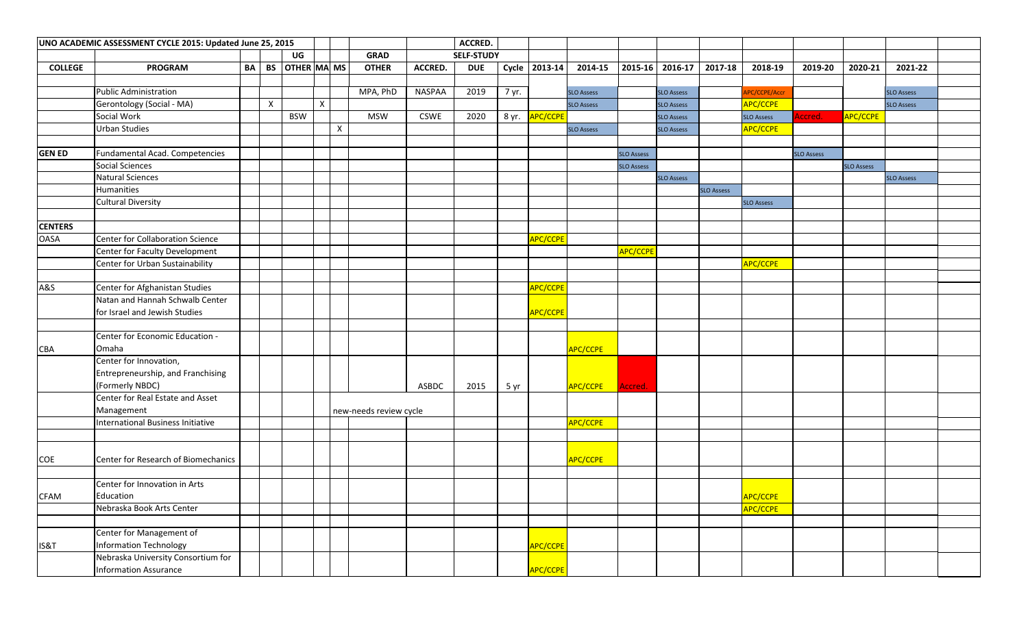| UNO ACADEMIC ASSESSMENT CYCLE 2015: Updated June 25, 2015 | | | | | | | | | ACCRED. | | | | | | | | | | | |
|---|---|---|---|---|---|---|---|---|---|---|---|---|---|---|---|---|---|---|---|---|
| | | | | UG | | | GRAD | | SELF-STUDY | | | | | | | | | | | |
| COLLEGE | PROGRAM | BA | BS | OTHER | MA | MS | OTHER | ACCRED. | DUE | Cycle | 2013-14 | 2014-15 | 2015-16 | 2016-17 | 2017-18 | 2018-19 | 2019-20 | 2020-21 | 2021-22 | |
| | | | | | | | | | | | | | | | | | | | | |
| | Public Administration | | | | | | MPA, PhD | NASPAA | 2019 | 7 yr. | | SLO Assess | | SLO Assess | | APC/CCPE/Accr | | | SLO Assess | |
| | Gerontology (Social - MA) | | X | | X | | | | | | | SLO Assess | | SLO Assess | | APC/CCPE | | | SLO Assess | |
| | Social Work | | | BSW | | | MSW | CSWE | 2020 | 8 yr. | APC/CCPE | | | SLO Assess | | SLO Assess | Accred. | APC/CCPE | | |
| | Urban Studies | | | | | X | | | | | | SLO Assess | | SLO Assess | | APC/CCPE | | | | |
| | | | | | | | | | | | | | | | | | | | | |
| GEN ED | Fundamental Acad. Competencies | | | | | | | | | | | | SLO Assess | | | | SLO Assess | | | |
| | Social Sciences | | | | | | | | | | | | SLO Assess | | | | | SLO Assess | | |
| | Natural Sciences | | | | | | | | | | | | | SLO Assess | | | | | SLO Assess | |
| | Humanities | | | | | | | | | | | | | | SLO Assess | | | | | |
| | Cultural Diversity | | | | | | | | | | | | | | | SLO Assess | | | | |
| | | | | | | | | | | | | | | | | | | | | |
| CENTERS | | | | | | | | | | | | | | | | | | | | |
| OASA | Center for Collaboration Science | | | | | | | | | | APC/CCPE | | | | | | | | | |
| | Center for Faculty Development | | | | | | | | | | | | APC/CCPE | | | | | | | |
| | Center for Urban Sustainability | | | | | | | | | | | | | | | APC/CCPE | | | | |
| | | | | | | | | | | | | | | | | | | | | |
| A&S | Center for Afghanistan Studies | | | | | | | | | | APC/CCPE | | | | | | | | | |
| | Natan and Hannah Schwalb Center for Israel and Jewish Studies | | | | | | | | | | APC/CCPE | | | | | | | | | |
| | | | | | | | | | | | | | | | | | | | | |
| CBA | Center for Economic Education - Omaha | | | | | | | | | | | APC/CCPE | | | | | | | | |
| | Center for Innovation, Entrepreneurship, and Franchising (Formerly NBDC) | | | | | | | ASBDC | 2015 | 5 yr | | APC/CCPE | Accred. | | | | | | | |
| | Center for Real Estate and Asset Management | | | | | | new-needs review cycle | | | | | | | | | | | | | |
| | International Business Initiative | | | | | | | | | | | APC/CCPE | | | | | | | | |
| | | | | | | | | | | | | | | | | | | | | |
| COE | Center for Research of Biomechanics | | | | | | | | | | | APC/CCPE | | | | | | | | |
| | | | | | | | | | | | | | | | | | | | | |
| CFAM | Center for Innovation in Arts Education | | | | | | | | | | | | | | | APC/CCPE | | | | |
| | Nebraska Book Arts Center | | | | | | | | | | | | | | | APC/CCPE | | | | |
| | | | | | | | | | | | | | | | | | | | | |
| IS&T | Center for Management of Information Technology | | | | | | | | | | APC/CCPE | | | | | | | | | |
| | Nebraska University Consortium for Information Assurance | | | | | | | | | | APC/CCPE | | | | | | | | | |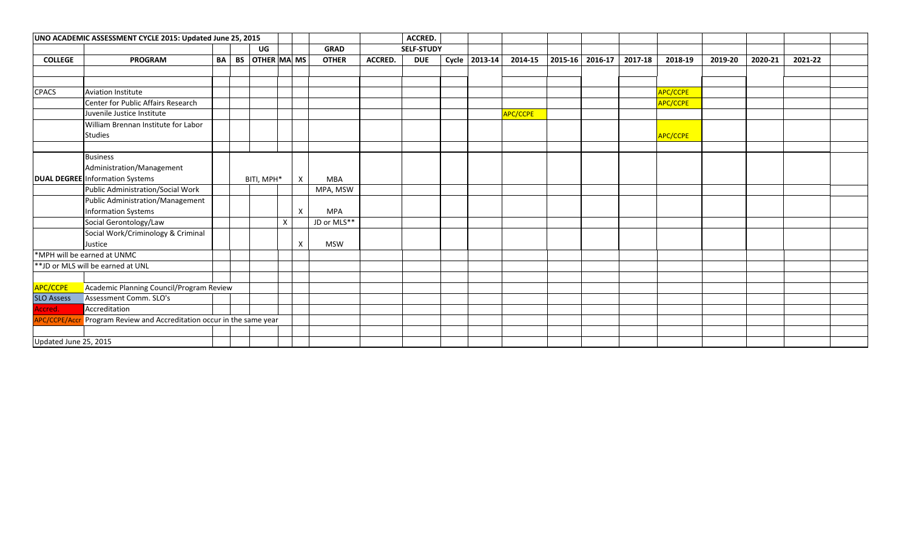| UNO ACADEMIC ASSESSMENT CYCLE 2015: Updated June 25, 2015 | | | | | | | | | ACCRED. | | | | | | | | | | | | |
|---|---|---|---|---|---|---|---|---|---|---|---|---|---|---|---|---|---|---|---|---|---|
| | | | | UG | | | GRAD | | SELF-STUDY | | | | | | | | | | | | |
| COLLEGE | PROGRAM | BA | BS | OTHER | MA | MS | OTHER | ACCRED. | DUE | Cycle | 2013-14 | 2014-15 | 2015-16 | 2016-17 | 2017-18 | 2018-19 | 2019-20 | 2020-21 | 2021-22 | | |
| | | | | | | | | | | | | | | | | | | | | | |
| | | | | | | | | | | | | | | | | | | | | | |
| CPACS | Aviation Institute | | | | | | | | | | | | | | | APC/CCPE | | | | | |
| | Center for Public Affairs Research | | | | | | | | | | | | | | | APC/CCPE | | | | | |
| | Juvenile Justice Institute | | | | | | | | | | | APC/CCPE | | | | | | | | | |
| | William Brennan Institute for Labor Studies | | | | | | | | | | | | | | | APC/CCPE | | | | | |
| | | | | | | | | | | | | | | | | | | | | | |
| DUAL DEGREE | Business Administration/Management Information Systems | | | BITI, MPH* | | X | MBA | | | | | | | | | | | | | | |
| | Public Administration/Social Work | | | | | | MPA, MSW | | | | | | | | | | | | | | |
| | Public Administration/Management Information Systems | | | | | X | MPA | | | | | | | | | | | | | | |
| | Social Gerontology/Law | | | | X | | JD or MLS** | | | | | | | | | | | | | | |
| | Social Work/Criminology & Criminal Justice | | | | | X | MSW | | | | | | | | | | | | | | |
| *MPH will be earned at UNMC | | | | | | | | | | | | | | | | | | | | | |
| **JD or MLS will be earned at UNL | | | | | | | | | | | | | | | | | | | | | |
| | | | | | | | | | | | | | | | | | | | | | |
| APC/CCPE | Academic Planning Council/Program Review | | | | | | | | | | | | | | | | | | | | |
| SLO Assess | Assessment Comm. SLO's | | | | | | | | | | | | | | | | | | | | |
| Accred. | Accreditation | | | | | | | | | | | | | | | | | | | | |
| APC/CCPE/Accr | Program Review and Accreditation occur in the same year | | | | | | | | | | | | | | | | | | | | |
| | | | | | | | | | | | | | | | | | | | | | |
| Updated June 25, 2015 | | | | | | | | | | | | | | | | | | | | | |